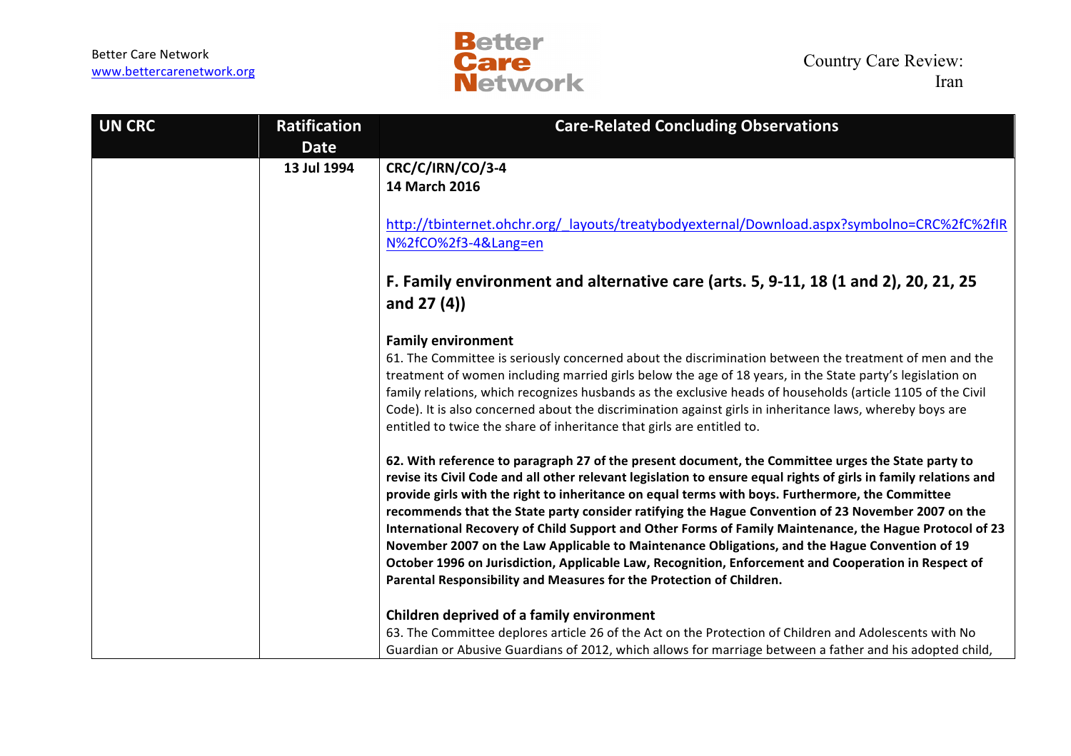| UN CRC | Ratification Date | Care-Related Concluding Observations |
| --- | --- | --- |
| | 13 Jul 1994 | **CRC/C/IRN/CO/3-4**<br>**14 March 2016**<br><br>http://tbinternet.ohchr.org/_layouts/treatybodyexternal/Download.aspx?symbolno=CRC%2fC%2fIRN%2fCO%2f3-4&Lang=en<br><br>**F. Family environment and alternative care (arts. 5, 9-11, 18 (1 and 2), 20, 21, 25 and 27 (4))**<br><br>**Family environment**<br>61. The Committee is seriously concerned about the discrimination between the treatment of men and the treatment of women including married girls below the age of 18 years, in the State party's legislation on family relations, which recognizes husbands as the exclusive heads of households (article 1105 of the Civil Code). It is also concerned about the discrimination against girls in inheritance laws, whereby boys are entitled to twice the share of inheritance that girls are entitled to.<br><br>**62. With reference to paragraph 27 of the present document, the Committee urges the State party to revise its Civil Code and all other relevant legislation to ensure equal rights of girls in family relations and provide girls with the right to inheritance on equal terms with boys. Furthermore, the Committee recommends that the State party consider ratifying the Hague Convention of 23 November 2007 on the International Recovery of Child Support and Other Forms of Family Maintenance, the Hague Protocol of 23 November 2007 on the Law Applicable to Maintenance Obligations, and the Hague Convention of 19 October 1996 on Jurisdiction, Applicable Law, Recognition, Enforcement and Cooperation in Respect of Parental Responsibility and Measures for the Protection of Children.**<br><br>**Children deprived of a family environment**<br>63. The Committee deplores article 26 of the Act on the Protection of Children and Adolescents with No Guardian or Abusive Guardians of 2012, which allows for marriage between a father and his adopted child, |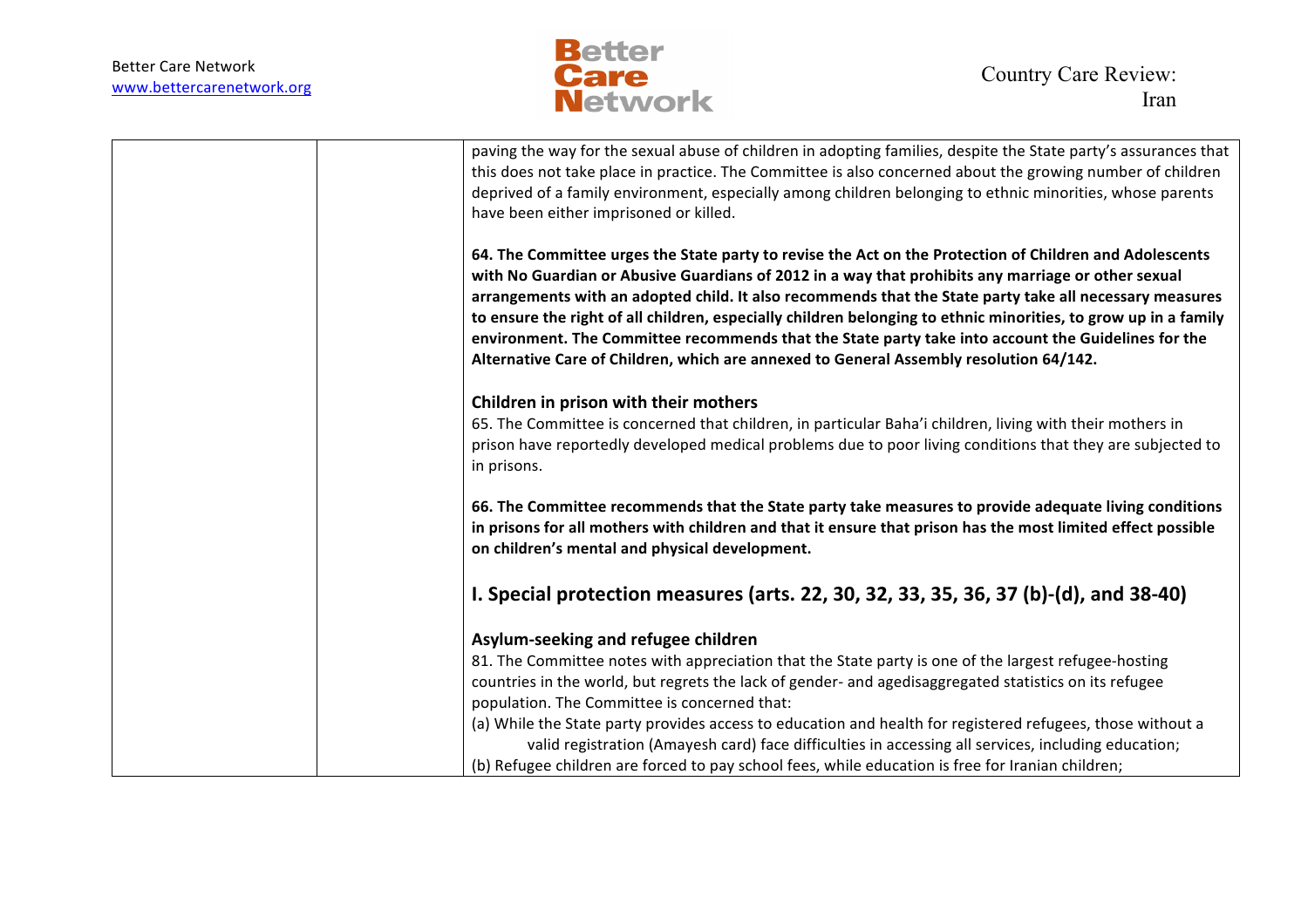| | | |
|---|---|---|
| | | paving the way for the sexual abuse of children in adopting families, despite the State party's assurances that this does not take place in practice. The Committee is also concerned about the growing number of children deprived of a family environment, especially among children belonging to ethnic minorities, whose parents have been either imprisoned or killed.<br><br>**64. The Committee urges the State party to revise the Act on the Protection of Children and Adolescents with No Guardian or Abusive Guardians of 2012 in a way that prohibits any marriage or other sexual arrangements with an adopted child. It also recommends that the State party take all necessary measures to ensure the right of all children, especially children belonging to ethnic minorities, to grow up in a family environment. The Committee recommends that the State party take into account the Guidelines for the Alternative Care of Children, which are annexed to General Assembly resolution 64/142.**<br><br>**Children in prison with their mothers**<br>65. The Committee is concerned that children, in particular Baha'i children, living with their mothers in prison have reportedly developed medical problems due to poor living conditions that they are subjected to in prisons.<br><br>**66. The Committee recommends that the State party take measures to provide adequate living conditions in prisons for all mothers with children and that it ensure that prison has the most limited effect possible on children's mental and physical development.**<br><br>**I. Special protection measures (arts. 22, 30, 32, 33, 35, 36, 37 (b)-(d), and 38-40)**<br><br>**Asylum-seeking and refugee children**<br>81. The Committee notes with appreciation that the State party is one of the largest refugee-hosting countries in the world, but regrets the lack of gender- and agedisaggregated statistics on its refugee population. The Committee is concerned that:<br>(a) While the State party provides access to education and health for registered refugees, those without a valid registration (Amayesh card) face difficulties in accessing all services, including education;<br>(b) Refugee children are forced to pay school fees, while education is free for Iranian children; |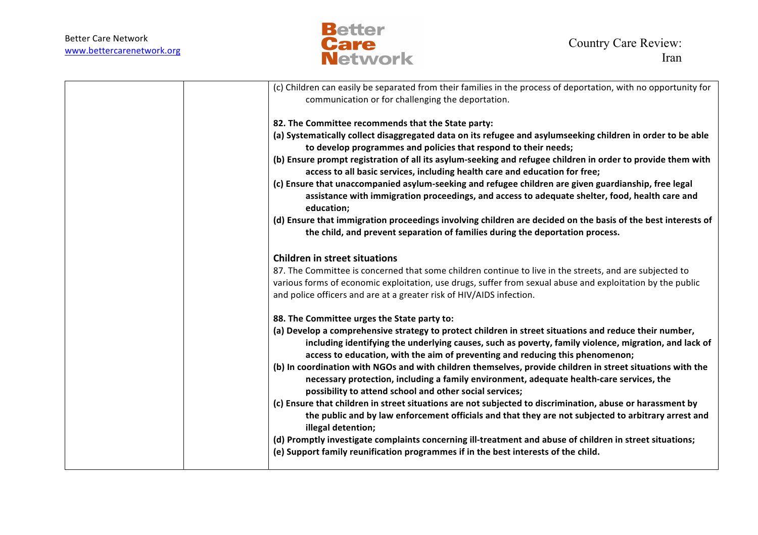| | | (c) Children can easily be separated from their families in the process of deportation, with no opportunity for communication or for challenging the deportation.<br><br>**82. The Committee recommends that the State party:**<br>**(a) Systematically collect disaggregated data on its refugee and asylumseeking children in order to be able to develop programmes and policies that respond to their needs;**<br>**(b) Ensure prompt registration of all its asylum-seeking and refugee children in order to provide them with access to all basic services, including health care and education for free;**<br>**(c) Ensure that unaccompanied asylum-seeking and refugee children are given guardianship, free legal assistance with immigration proceedings, and access to adequate shelter, food, health care and education;**<br>**(d) Ensure that immigration proceedings involving children are decided on the basis of the best interests of the child, and prevent separation of families during the deportation process.**<br><br>**Children in street situations**<br>87. The Committee is concerned that some children continue to live in the streets, and are subjected to various forms of economic exploitation, use drugs, suffer from sexual abuse and exploitation by the public and police officers and are at a greater risk of HIV/AIDS infection.<br><br>**88. The Committee urges the State party to:**<br>**(a) Develop a comprehensive strategy to protect children in street situations and reduce their number, including identifying the underlying causes, such as poverty, family violence, migration, and lack of access to education, with the aim of preventing and reducing this phenomenon;**<br>**(b) In coordination with NGOs and with children themselves, provide children in street situations with the necessary protection, including a family environment, adequate health-care services, the possibility to attend school and other social services;**<br>**(c) Ensure that children in street situations are not subjected to discrimination, abuse or harassment by the public and by law enforcement officials and that they are not subjected to arbitrary arrest and illegal detention;**<br>**(d) Promptly investigate complaints concerning ill-treatment and abuse of children in street situations;**<br>**(e) Support family reunification programmes if in the best interests of the child.** |
|---|---|---|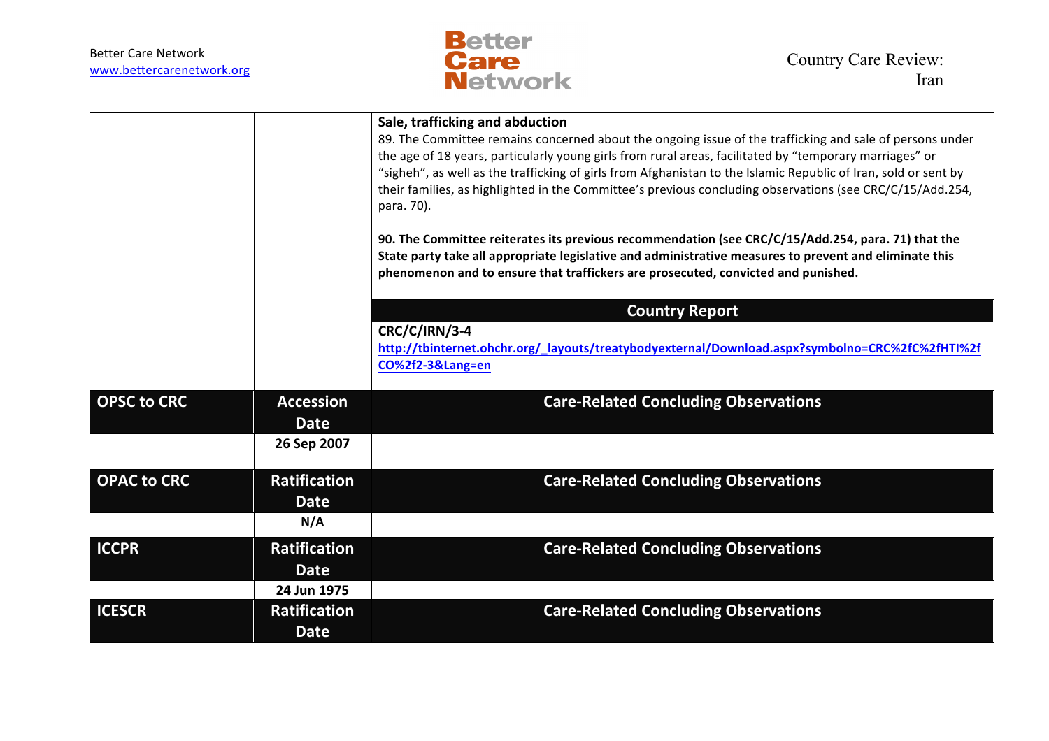| | | |
|---|---|---|
| | | **Sale, trafficking and abduction**<br>89. The Committee remains concerned about the ongoing issue of the trafficking and sale of persons under the age of 18 years, particularly young girls from rural areas, facilitated by "temporary marriages" or "sigheh", as well as the trafficking of girls from Afghanistan to the Islamic Republic of Iran, sold or sent by their families, as highlighted in the Committee's previous concluding observations (see CRC/C/15/Add.254, para. 70).<br><br>**90. The Committee reiterates its previous recommendation (see CRC/C/15/Add.254, para. 71) that the State party take all appropriate legislative and administrative measures to prevent and eliminate this phenomenon and to ensure that traffickers are prosecuted, convicted and punished.** |
| | | **Country Report** |
| | | **CRC/C/IRN/3-4**<br>**http://tbinternet.ohchr.org/_layouts/treatybodyexternal/Download.aspx?symbolno=CRC%2fC%2fHTI%2fCO%2f2-3&Lang=en** |
| **OPSC to CRC** | **Accession Date** | **Care-Related Concluding Observations** |
| | **26 Sep 2007** | |
| **OPAC to CRC** | **Ratification Date** | **Care-Related Concluding Observations** |
| | **N/A** | |
| **ICCPR** | **Ratification Date** | **Care-Related Concluding Observations** |
| | **24 Jun 1975** | |
| **ICESCR** | **Ratification Date** | **Care-Related Concluding Observations** |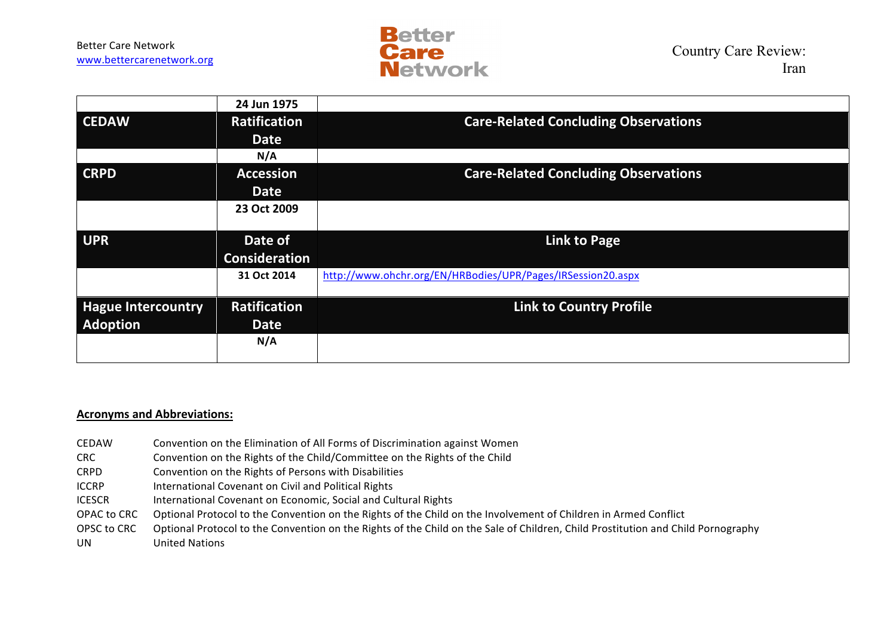| | 24 Jun 1975 | |
|---|---|---|
| **CEDAW** | **Ratification Date** | **Care-Related Concluding Observations** |
| | N/A | |
| **CRPD** | **Accession Date** | **Care-Related Concluding Observations** |
| | 23 Oct 2009 | |
| **UPR** | **Date of Consideration** | **Link to Page** |
| | 31 Oct 2014 | http://www.ohchr.org/EN/HRBodies/UPR/Pages/IRSession20.aspx |
| **Hague Intercountry Adoption** | **Ratification Date** | **Link to Country Profile** |
| | N/A | |

**Acronyms and Abbreviations:**

| | |
|---|---|
| CEDAW | Convention on the Elimination of All Forms of Discrimination against Women |
| CRC | Convention on the Rights of the Child/Committee on the Rights of the Child |
| CRPD | Convention on the Rights of Persons with Disabilities |
| ICCRP | International Covenant on Civil and Political Rights |
| ICESCR | International Covenant on Economic, Social and Cultural Rights |
| OPAC to CRC | Optional Protocol to the Convention on the Rights of the Child on the Involvement of Children in Armed Conflict |
| OPSC to CRC | Optional Protocol to the Convention on the Rights of the Child on the Sale of Children, Child Prostitution and Child Pornography |
| UN | United Nations |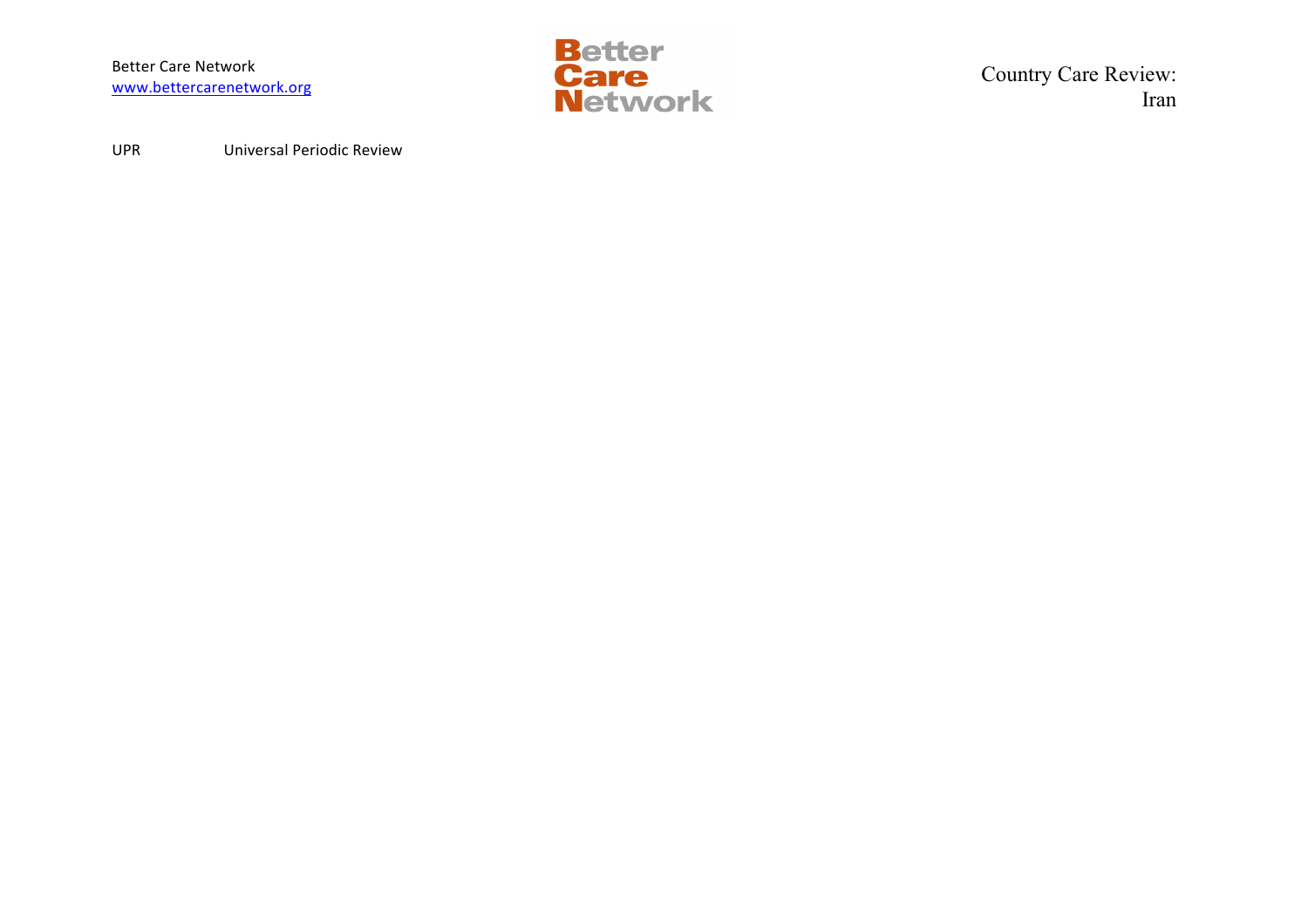| | |
|---|---|
| UPR | Universal Periodic Review |